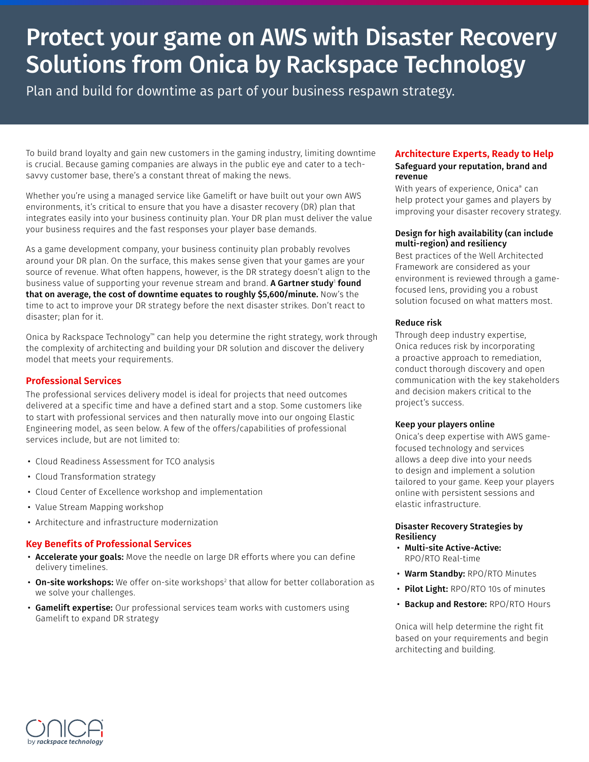# Protect your game on AWS with Disaster Recovery Solutions from Onica by Rackspace Technology

Plan and build for downtime as part of your business respawn strategy.

To build brand loyalty and gain new customers in the gaming industry, limiting downtime is crucial. Because gaming companies are always in the public eye and cater to a tech-savvy customer base, there's a constant threat of making the news.

Whether you're using a managed service like Gamelift or have built out your own AWS environments, it's critical to ensure that you have a disaster recovery (DR) plan that integrates easily into your business continuity plan. Your DR plan must deliver the value your business requires and the fast responses your player base demands.

As a game development company, your business continuity plan probably revolves around your DR plan. On the surface, this makes sense given that your games are your source of revenue. What often happens, however, is the DR strategy doesn't align to the business value of supporting your revenue stream and brand. **A Gartner study[1] found that on average, the cost of downtime equates to roughly $5,600/minute.** Now's the time to act to improve your DR strategy before the next disaster strikes. Don't react to disaster; plan for it.

Onica by Rackspace Technology™ can help you determine the right strategy, work through the complexity of architecting and building your DR solution and discover the delivery model that meets your requirements.

## Professional Services

The professional services delivery model is ideal for projects that need outcomes delivered at a specific time and have a defined start and a stop. Some customers like to start with professional services and then naturally move into our ongoing Elastic Engineering model, as seen below. A few of the offers/capabilities of professional services include, but are not limited to:

- Cloud Readiness Assessment for TCO analysis
- Cloud Transformation strategy
- Cloud Center of Excellence workshop and implementation
- Value Stream Mapping workshop
- Architecture and infrastructure modernization

## Key Benefits of Professional Services

- **Accelerate your goals:** Move the needle on large DR efforts where you can define delivery timelines.
- **On-site workshops:** We offer on-site workshops[2] that allow for better collaboration as we solve your challenges.
- **Gamelift expertise:** Our professional services team works with customers using Gamelift to expand DR strategy

## Architecture Experts, Ready to Help

### Safeguard your reputation, brand and revenue

With years of experience, Onica® can help protect your games and players by improving your disaster recovery strategy.

### Design for high availability (can include multi-region) and resiliency

Best practices of the Well Architected Framework are considered as your environment is reviewed through a game-focused lens, providing you a robust solution focused on what matters most.

### Reduce risk

Through deep industry expertise, Onica reduces risk by incorporating a proactive approach to remediation, conduct thorough discovery and open communication with the key stakeholders and decision makers critical to the project's success.

### Keep your players online

Onica's deep expertise with AWS game-focused technology and services allows a deep dive into your needs to design and implement a solution tailored to your game. Keep your players online with persistent sessions and elastic infrastructure.

### Disaster Recovery Strategies by Resiliency

- **Multi-site Active-Active:** RPO/RTO Real-time
- **Warm Standby:** RPO/RTO Minutes
- **Pilot Light:** RPO/RTO 10s of minutes
- **Backup and Restore:** RPO/RTO Hours

Onica will help determine the right fit based on your requirements and begin architecting and building.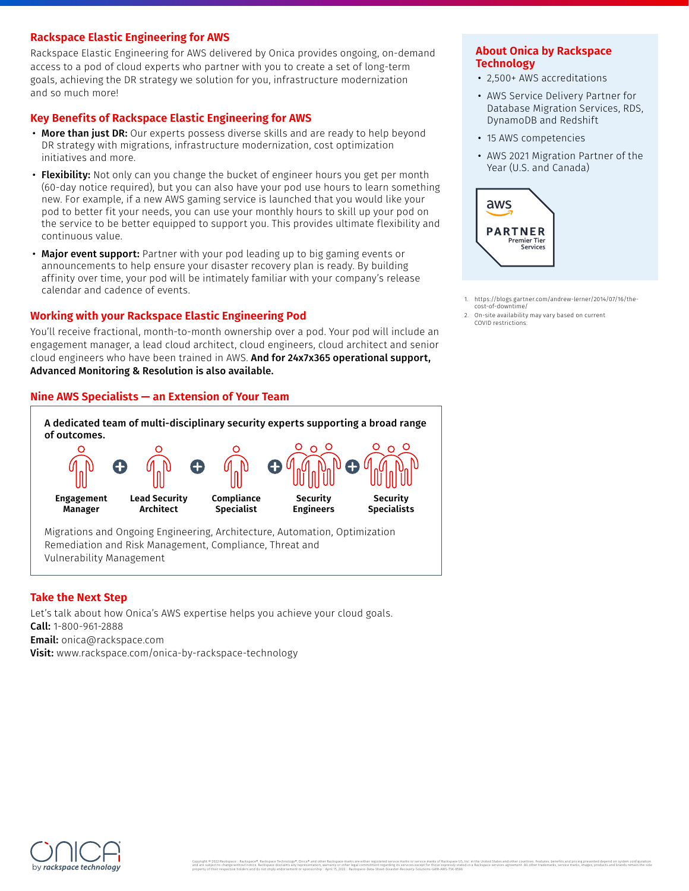## Rackspace Elastic Engineering for AWS

Rackspace Elastic Engineering for AWS delivered by Onica provides ongoing, on-demand access to a pod of cloud experts who partner with you to create a set of long-term goals, achieving the DR strategy we solution for you, infrastructure modernization and so much more!

## Key Benefits of Rackspace Elastic Engineering for AWS

- **More than just DR:** Our experts possess diverse skills and are ready to help beyond DR strategy with migrations, infrastructure modernization, cost optimization initiatives and more.
- **Flexibility:** Not only can you change the bucket of engineer hours you get per month (60-day notice required), but you can also have your pod use hours to learn something new. For example, if a new AWS gaming service is launched that you would like your pod to better fit your needs, you can use your monthly hours to skill up your pod on the service to be better equipped to support you. This provides ultimate flexibility and continuous value.
- **Major event support:** Partner with your pod leading up to big gaming events or announcements to help ensure your disaster recovery plan is ready. By building affinity over time, your pod will be intimately familiar with your company's release calendar and cadence of events.

## Working with your Rackspace Elastic Engineering Pod

You'll receive fractional, month-to-month ownership over a pod. Your pod will include an engagement manager, a lead cloud architect, cloud engineers, cloud architect and senior cloud engineers who have been trained in AWS. **And for 24x7x365 operational support, Advanced Monitoring & Resolution is also available.**

## Nine AWS Specialists — an Extension of Your Team

**A dedicated team of multi-disciplinary security experts supporting a broad range of outcomes.**

**Engagement Manager** + **Lead Security Architect** + **Compliance Specialist** + **Security Engineers** + **Security Specialists**

Migrations and Ongoing Engineering, Architecture, Automation, Optimization Remediation and Risk Management, Compliance, Threat and Vulnerability Management

## Take the Next Step

Let's talk about how Onica's AWS expertise helps you achieve your cloud goals.

**Call:** 1-800-961-2888
**Email:** onica@rackspace.com
**Visit:** www.rackspace.com/onica-by-rackspace-technology

## About Onica by Rackspace Technology

- 2,500+ AWS accreditations
- AWS Service Delivery Partner for Database Migration Services, RDS, DynamoDB and Redshift
- 15 AWS competencies
- AWS 2021 Migration Partner of the Year (U.S. and Canada)

aws PARTNER Premier Tier Services

1. https://blogs.gartner.com/andrew-lerner/2014/07/16/the-cost-of-downtime/
2. On-site availability may vary based on current COVID restrictions.